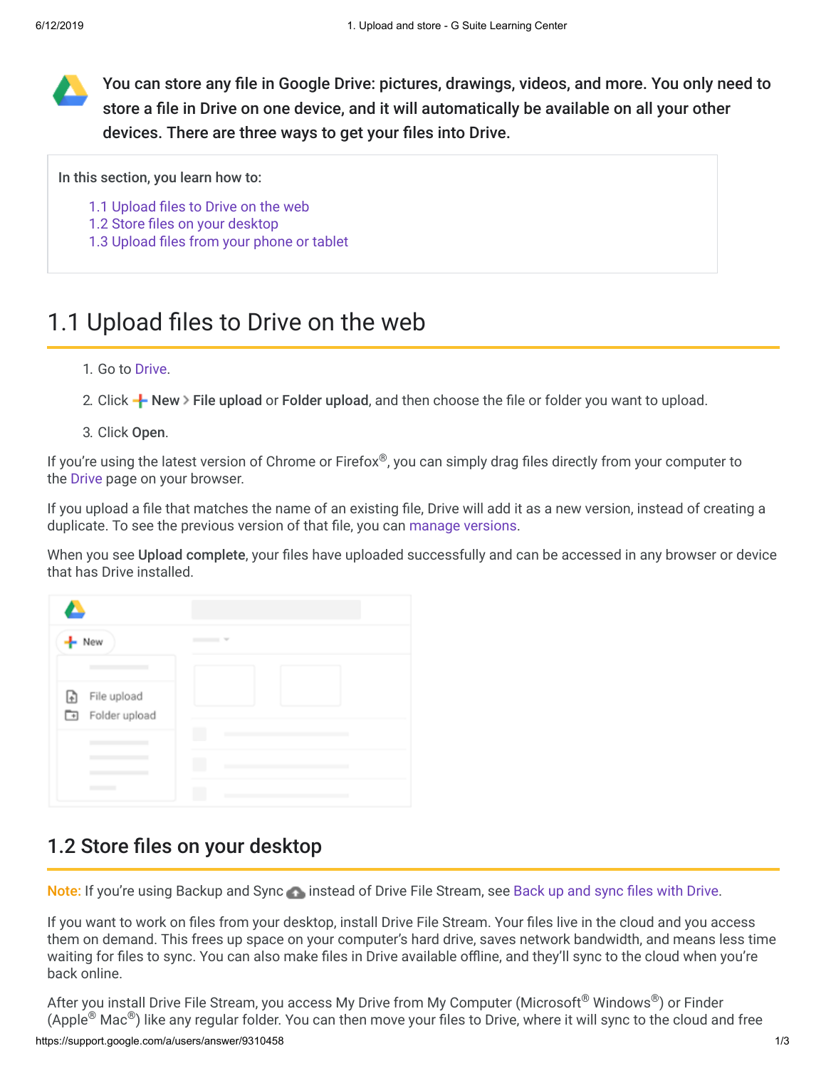You can store any file in Google Drive: pictures, drawings, videos, and more. You only need to store a file in Drive on one device, and it will automatically be available on all your other devices. There are three ways to get your files into Drive.

In this section, you learn how to:

- 1.1 Upload files to Drive on the web
- 1.2 Store files on your desktop
- 1.3 Upload files from your phone or tablet

# 1.1 Upload files to Drive on the web

1. Go to Drive.
2. Click **New** > **File upload** or **Folder upload**, and then choose the file or folder you want to upload.
3. Click **Open**.

If you're using the latest version of Chrome or Firefox®, you can simply drag files directly from your computer to the Drive page on your browser.

If you upload a file that matches the name of an existing file, Drive will add it as a new version, instead of creating a duplicate. To see the previous version of that file, you can manage versions.

When you see **Upload complete**, your files have uploaded successfully and can be accessed in any browser or device that has Drive installed.

## 1.2 Store files on your desktop

**Note:** If you're using Backup and Sync instead of Drive File Stream, see Back up and sync files with Drive.

If you want to work on files from your desktop, install Drive File Stream. Your files live in the cloud and you access them on demand. This frees up space on your computer's hard drive, saves network bandwidth, and means less time waiting for files to sync. You can also make files in Drive available offline, and they'll sync to the cloud when you're back online.

After you install Drive File Stream, you access My Drive from My Computer (Microsoft® Windows®) or Finder (Apple® Mac®) like any regular folder. You can then move your files to Drive, where it will sync to the cloud and free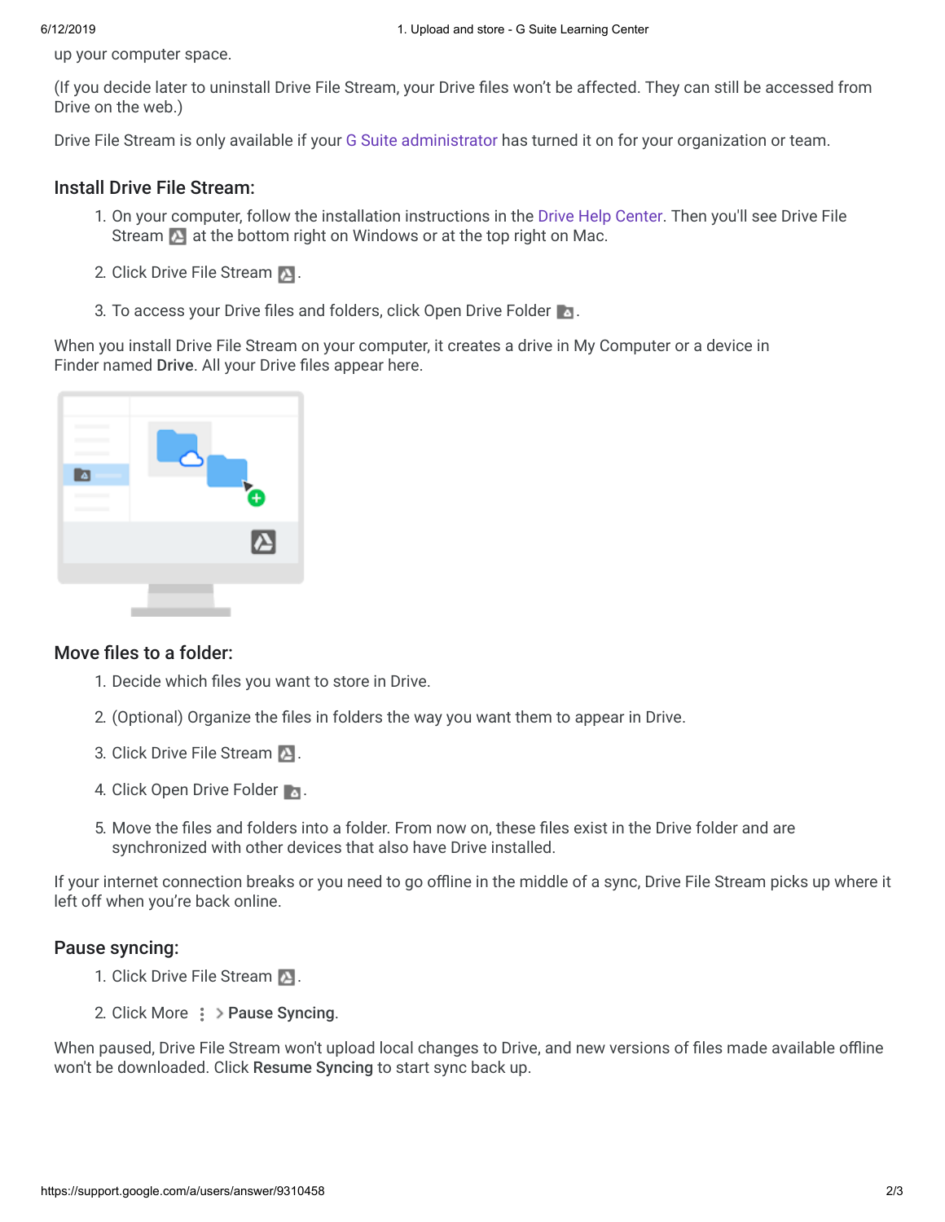up your computer space.

(If you decide later to uninstall Drive File Stream, your Drive files won't be affected. They can still be accessed from Drive on the web.)

Drive File Stream is only available if your G Suite administrator has turned it on for your organization or team.

### Install Drive File Stream:

1. On your computer, follow the installation instructions in the Drive Help Center. Then you'll see Drive File Stream at the bottom right on Windows or at the top right on Mac.
2. Click Drive File Stream.
3. To access your Drive files and folders, click Open Drive Folder.

When you install Drive File Stream on your computer, it creates a drive in My Computer or a device in Finder named **Drive**. All your Drive files appear here.

### Move files to a folder:

1. Decide which files you want to store in Drive.
2. (Optional) Organize the files in folders the way you want them to appear in Drive.
3. Click Drive File Stream.
4. Click Open Drive Folder.
5. Move the files and folders into a folder. From now on, these files exist in the Drive folder and are synchronized with other devices that also have Drive installed.

If your internet connection breaks or you need to go offline in the middle of a sync, Drive File Stream picks up where it left off when you're back online.

### Pause syncing:

1. Click Drive File Stream.
2. Click More ⋮ > **Pause Syncing**.

When paused, Drive File Stream won't upload local changes to Drive, and new versions of files made available offline won't be downloaded. Click **Resume Syncing** to start sync back up.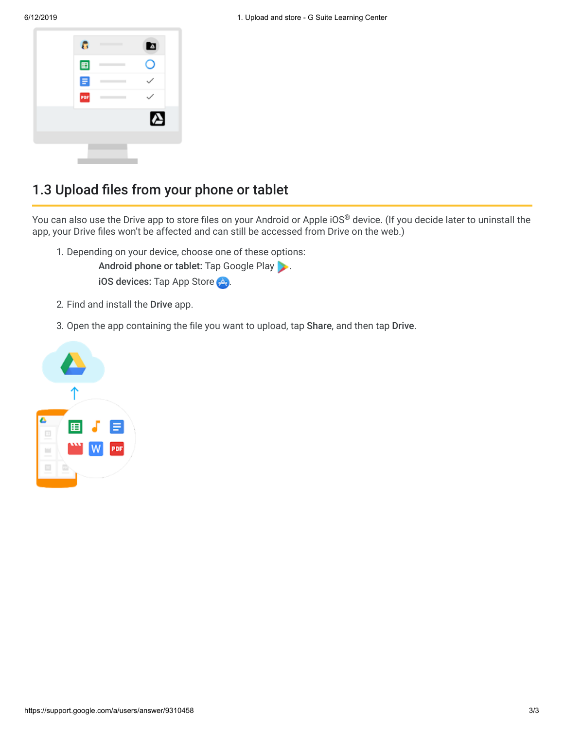## 1.3 Upload files from your phone or tablet

You can also use the Drive app to store files on your Android or Apple iOS® device. (If you decide later to uninstall the app, your Drive files won't be affected and can still be accessed from Drive on the web.)

1. Depending on your device, choose one of these options:
   - **Android phone or tablet:** Tap Google Play.
   - **iOS devices:** Tap App Store.
2. Find and install the **Drive** app.
3. Open the app containing the file you want to upload, tap **Share**, and then tap **Drive**.